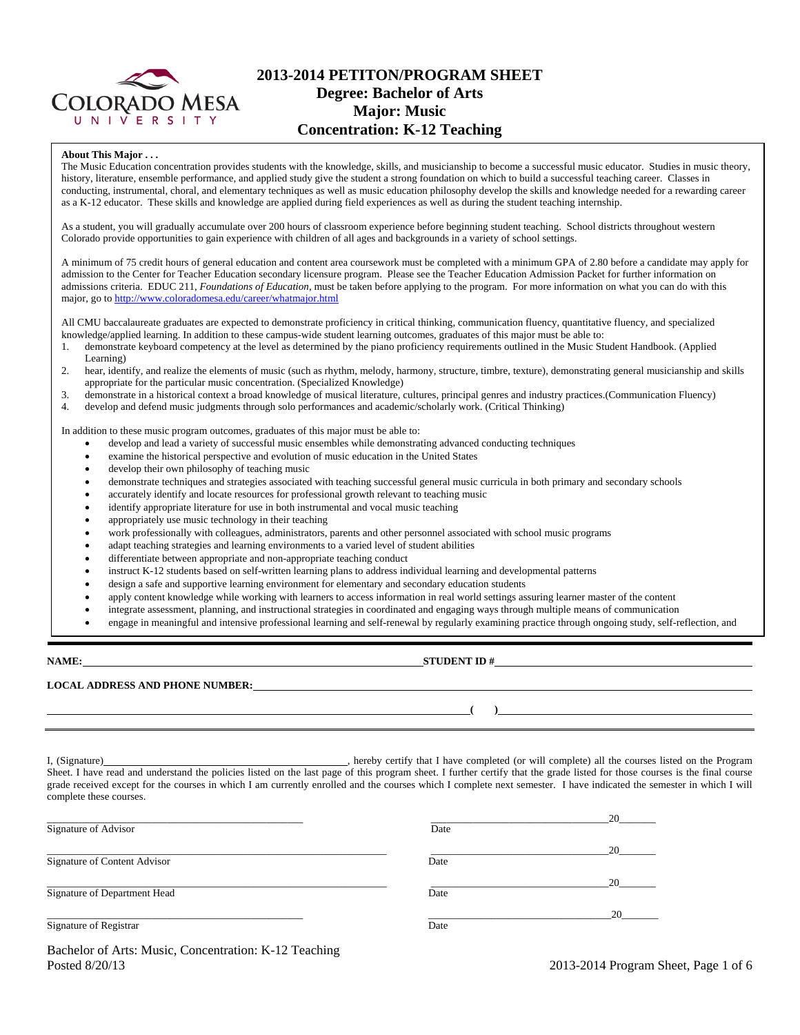# 2013-2014 PETITON/PROGRAM SHEET
## Degree: Bachelor of Arts
## Major: Music
## Concentration: K-12 Teaching

**About This Major . . .**

The Music Education concentration provides students with the knowledge, skills, and musicianship to become a successful music educator. Studies in music theory, history, literature, ensemble performance, and applied study give the student a strong foundation on which to build a successful teaching career. Classes in conducting, instrumental, choral, and elementary techniques as well as music education philosophy develop the skills and knowledge needed for a rewarding career as a K-12 educator. These skills and knowledge are applied during field experiences as well as during the student teaching internship.

As a student, you will gradually accumulate over 200 hours of classroom experience before beginning student teaching. School districts throughout western Colorado provide opportunities to gain experience with children of all ages and backgrounds in a variety of school settings.

A minimum of 75 credit hours of general education and content area coursework must be completed with a minimum GPA of 2.80 before a candidate may apply for admission to the Center for Teacher Education secondary licensure program. Please see the Teacher Education Admission Packet for further information on admissions criteria. EDUC 211, *Foundations of Education*, must be taken before applying to the program. For more information on what you can do with this major, go to http://www.coloradomesa.edu/career/whatmajor.html

All CMU baccalaureate graduates are expected to demonstrate proficiency in critical thinking, communication fluency, quantitative fluency, and specialized knowledge/applied learning. In addition to these campus-wide student learning outcomes, graduates of this major must be able to:

1. demonstrate keyboard competency at the level as determined by the piano proficiency requirements outlined in the Music Student Handbook. (Applied Learning)
2. hear, identify, and realize the elements of music (such as rhythm, melody, harmony, structure, timbre, texture), demonstrating general musicianship and skills appropriate for the particular music concentration. (Specialized Knowledge)
3. demonstrate in a historical context a broad knowledge of musical literature, cultures, principal genres and industry practices.(Communication Fluency)
4. develop and defend music judgments through solo performances and academic/scholarly work. (Critical Thinking)

In addition to these music program outcomes, graduates of this major must be able to:

- develop and lead a variety of successful music ensembles while demonstrating advanced conducting techniques
- examine the historical perspective and evolution of music education in the United States
- develop their own philosophy of teaching music
- demonstrate techniques and strategies associated with teaching successful general music curricula in both primary and secondary schools
- accurately identify and locate resources for professional growth relevant to teaching music
- identify appropriate literature for use in both instrumental and vocal music teaching
- appropriately use music technology in their teaching
- work professionally with colleagues, administrators, parents and other personnel associated with school music programs
- adapt teaching strategies and learning environments to a varied level of student abilities
- differentiate between appropriate and non-appropriate teaching conduct
- instruct K-12 students based on self-written learning plans to address individual learning and developmental patterns
- design a safe and supportive learning environment for elementary and secondary education students
- apply content knowledge while working with learners to access information in real world settings assuring learner master of the content
- integrate assessment, planning, and instructional strategies in coordinated and engaging ways through multiple means of communication
- engage in meaningful and intensive professional learning and self-renewal by regularly examining practice through ongoing study, self-reflection, and

---

**NAME:** ______________________________ **STUDENT ID #** ______________________________

**LOCAL ADDRESS AND PHONE NUMBER:** ______________________________

______________________________ **( )** ______________________________

I, (Signature)______________________________, hereby certify that I have completed (or will complete) all the courses listed on the Program Sheet. I have read and understand the policies listed on the last page of this program sheet. I further certify that the grade listed for those courses is the final course grade received except for the courses in which I am currently enrolled and the courses which I complete next semester. I have indicated the semester in which I will complete these courses.

______________________________ ______________________________20_______
Signature of Advisor Date

______________________________ ______________________________20_______
Signature of Content Advisor Date

______________________________ ______________________________20_______
Signature of Department Head Date

______________________________ ______________________________20_______
Signature of Registrar Date

Bachelor of Arts: Music, Concentration: K-12 Teaching
Posted 8/20/13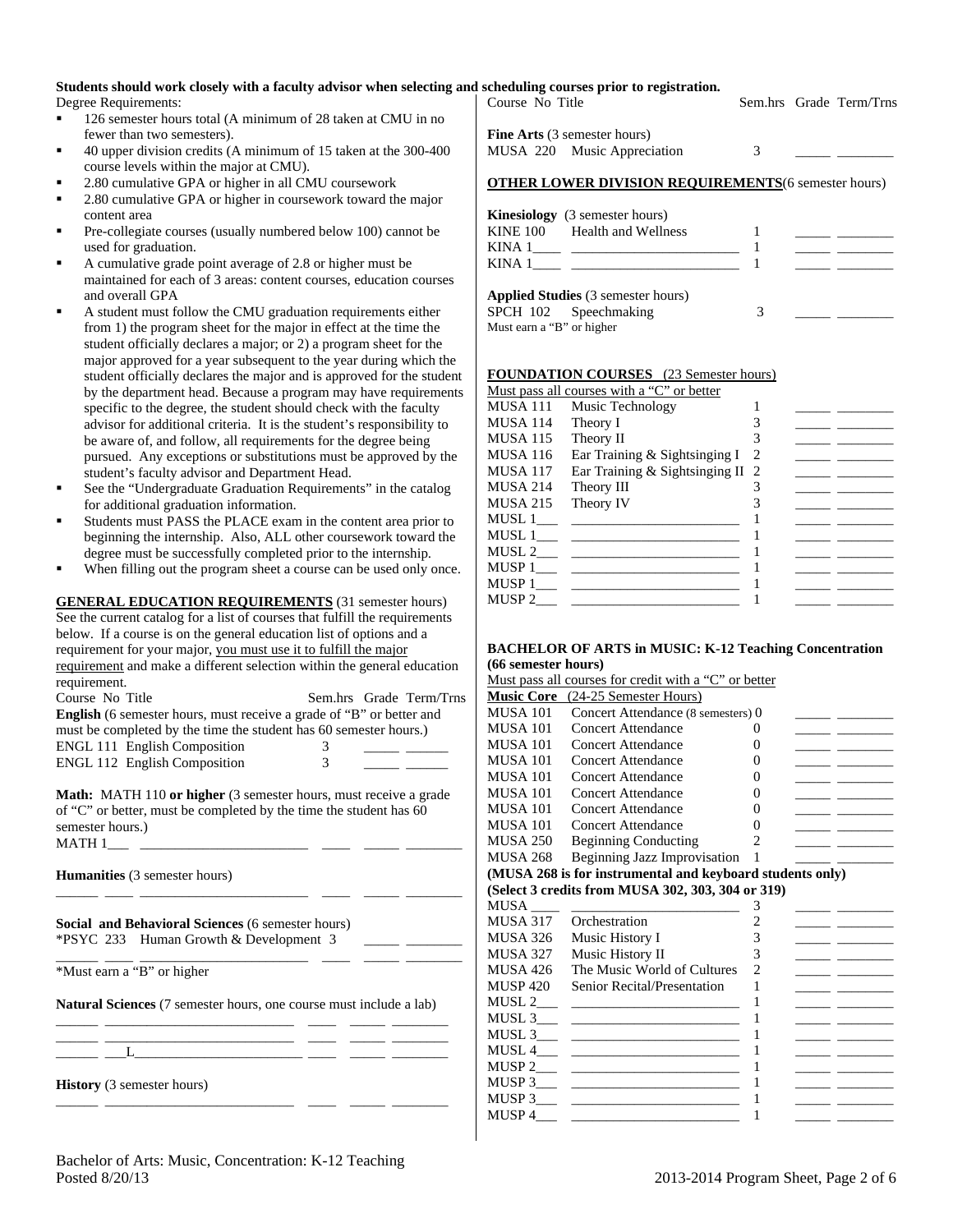**Students should work closely with a faculty advisor when selecting and scheduling courses prior to registration.**

Degree Requirements:

- 126 semester hours total (A minimum of 28 taken at CMU in no fewer than two semesters).
- 40 upper division credits (A minimum of 15 taken at the 300-400 course levels within the major at CMU).
- 2.80 cumulative GPA or higher in all CMU coursework
- 2.80 cumulative GPA or higher in coursework toward the major content area
- Pre-collegiate courses (usually numbered below 100) cannot be used for graduation.
- A cumulative grade point average of 2.8 or higher must be maintained for each of 3 areas: content courses, education courses and overall GPA
- A student must follow the CMU graduation requirements either from 1) the program sheet for the major in effect at the time the student officially declares a major; or 2) a program sheet for the major approved for a year subsequent to the year during which the student officially declares the major and is approved for the student by the department head. Because a program may have requirements specific to the degree, the student should check with the faculty advisor for additional criteria. It is the student's responsibility to be aware of, and follow, all requirements for the degree being pursued. Any exceptions or substitutions must be approved by the student's faculty advisor and Department Head.
- See the "Undergraduate Graduation Requirements" in the catalog for additional graduation information.
- Students must PASS the PLACE exam in the content area prior to beginning the internship. Also, ALL other coursework toward the degree must be successfully completed prior to the internship.
- When filling out the program sheet a course can be used only once.

**GENERAL EDUCATION REQUIREMENTS** (31 semester hours) See the current catalog for a list of courses that fulfill the requirements below. If a course is on the general education list of options and a requirement for your major, you must use it to fulfill the major requirement and make a different selection within the general education requirement.

| Course No | Title | Sem.hrs | Grade | Term/Trns |
|---|---|---|---|---|
| **English** (6 semester hours, must receive a grade of "B" or better and must be completed by the time the student has 60 semester hours.) | | | | |
| ENGL 111 | English Composition | 3 | _____ | ______ |
| ENGL 112 | English Composition | 3 | _____ | ______ |
| **Math:** MATH 110 **or higher** (3 semester hours, must receive a grade of "C" or better, must be completed by the time the student has 60 semester hours.) | | | | |
| MATH 1___ | ________________________ | ____ | _____ | ________ |
| **Humanities** (3 semester hours) | | | | |
| ______ ____ | ________________________ | ____ | _____ | ________ |
| **Social and Behavioral Sciences** (6 semester hours) | | | | |
| *PSYC 233 | Human Growth & Development | 3 | _____ | ________ |
| ______ ____ | ________________________ | ____ | _____ | ________ |
| *Must earn a "B" or higher | | | | |
| **Natural Sciences** (7 semester hours, one course must include a lab) | | | | |
| ______ | ___________________________ | ____ | _____ | ________ |
| ______ | ___________________________ | ____ | _____ | ________ |
| ______ | ___L________________________ | ____ | _____ | ________ |
| **History** (3 semester hours) | | | | |
| ______ | ___________________________ | ____ | _____ | ________ |

| Course No | Title | Sem.hrs | Grade | Term/Trns |
|---|---|---|---|---|
| **Fine Arts** (3 semester hours) | | | | |
| MUSA 220 | Music Appreciation | 3 | _____ | ________ |

**OTHER LOWER DIVISION REQUIREMENTS** (6 semester hours)

| Course No | Title | Sem.hrs | Grade | Term/Trns |
|---|---|---|---|---|
| **Kinesiology** (3 semester hours) | | | | |
| KINE 100 | Health and Wellness | 1 | _____ | ________ |
| KINA 1____ | ________________________ | 1 | _____ | ________ |
| KINA 1____ | ________________________ | 1 | _____ | ________ |
| **Applied Studies** (3 semester hours) | | | | |
| SPCH 102 | Speechmaking | 3 | _____ | ________ |
| Must earn a "B" or higher | | | | |

**FOUNDATION COURSES** (23 Semester hours)

Must pass all courses with a "C" or better

| Course No | Title | Sem.hrs | Grade | Term/Trns |
|---|---|---|---|---|
| MUSA 111 | Music Technology | 1 | _____ | ________ |
| MUSA 114 | Theory I | 3 | _____ | ________ |
| MUSA 115 | Theory II | 3 | _____ | ________ |
| MUSA 116 | Ear Training & Sightsinging I | 2 | _____ | ________ |
| MUSA 117 | Ear Training & Sightsinging II | 2 | _____ | ________ |
| MUSA 214 | Theory III | 3 | _____ | ________ |
| MUSA 215 | Theory IV | 3 | _____ | ________ |
| MUSL 1___ | ________________________ | 1 | _____ | ________ |
| MUSL 1___ | ________________________ | 1 | _____ | ________ |
| MUSL 2___ | ________________________ | 1 | _____ | ________ |
| MUSP 1___ | ________________________ | 1 | _____ | ________ |
| MUSP 1___ | ________________________ | 1 | _____ | ________ |
| MUSP 2___ | ________________________ | 1 | _____ | ________ |

**BACHELOR OF ARTS in MUSIC: K-12 Teaching Concentration (66 semester hours)**

Must pass all courses for credit with a "C" or better

| Course No | Title | Sem.hrs | Grade | Term/Trns |
|---|---|---|---|---|
| **Music Core** (24-25 Semester Hours) | | | | |
| MUSA 101 | Concert Attendance (8 semesters) | 0 | _____ | ________ |
| MUSA 101 | Concert Attendance | 0 | _____ | ________ |
| MUSA 101 | Concert Attendance | 0 | _____ | ________ |
| MUSA 101 | Concert Attendance | 0 | _____ | ________ |
| MUSA 101 | Concert Attendance | 0 | _____ | ________ |
| MUSA 101 | Concert Attendance | 0 | _____ | ________ |
| MUSA 101 | Concert Attendance | 0 | _____ | ________ |
| MUSA 101 | Concert Attendance | 0 | _____ | ________ |
| MUSA 250 | Beginning Conducting | 2 | _____ | ________ |
| MUSA 268 | Beginning Jazz Improvisation | 1 | _____ | ________ |
| **(MUSA 268 is for instrumental and keyboard students only)** | | | | |
| **(Select 3 credits from MUSA 302, 303, 304 or 319)** | | | | |
| MUSA ____ | ________________________ | 3 | _____ | ________ |
| MUSA 317 | Orchestration | 2 | _____ | ________ |
| MUSA 326 | Music History I | 3 | _____ | ________ |
| MUSA 327 | Music History II | 3 | _____ | ________ |
| MUSA 426 | The Music World of Cultures | 2 | _____ | ________ |
| MUSP 420 | Senior Recital/Presentation | 1 | _____ | ________ |
| MUSL 2___ | ________________________ | 1 | _____ | ________ |
| MUSL 3___ | ________________________ | 1 | _____ | ________ |
| MUSL 3___ | ________________________ | 1 | _____ | ________ |
| MUSL 4___ | ________________________ | 1 | _____ | ________ |
| MUSP 2___ | ________________________ | 1 | _____ | ________ |
| MUSP 3___ | ________________________ | 1 | _____ | ________ |
| MUSP 3___ | ________________________ | 1 | _____ | ________ |
| MUSP 4___ | ________________________ | 1 | _____ | ________ |

Bachelor of Arts: Music, Concentration: K-12 Teaching
Posted 8/20/13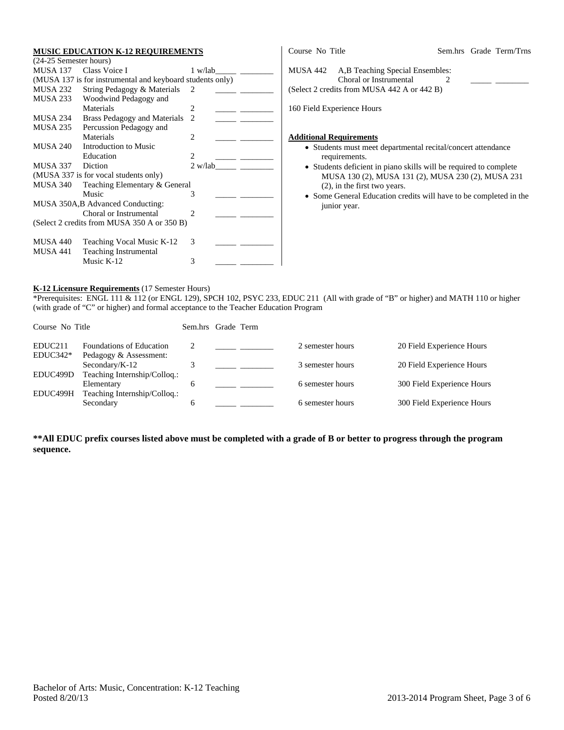## MUSIC EDUCATION K-12 REQUIREMENTS

(24-25 Semester hours)

| Course No | Title | Sem.hrs | Grade | Term/Trns |
|---|---|---|---|---|
| MUSA 137 | Class Voice I | 1 w/lab | _____ | ________ |
| (MUSA 137 is for instrumental and keyboard students only) | | | | |
| MUSA 232 | String Pedagogy & Materials | 2 | _____ | ________ |
| MUSA 233 | Woodwind Pedagogy and Materials | 2 | _____ | ________ |
| MUSA 234 | Brass Pedagogy and Materials | 2 | _____ | ________ |
| MUSA 235 | Percussion Pedagogy and Materials | 2 | _____ | ________ |
| MUSA 240 | Introduction to Music Education | 2 | _____ | ________ |
| MUSA 337 | Diction | 2 w/lab | _____ | ________ |
| (MUSA 337 is for vocal students only) | | | | |
| MUSA 340 | Teaching Elementary & General Music | 3 | _____ | ________ |
| MUSA 350A,B | Advanced Conducting: Choral or Instrumental | 2 | _____ | ________ |
| (Select 2 credits from MUSA 350 A or 350 B) | | | | |
| MUSA 440 | Teaching Vocal Music K-12 | 3 | _____ | ________ |
| MUSA 441 | Teaching Instrumental Music K-12 | 3 | _____ | ________ |
| MUSA 442 | A,B Teaching Special Ensembles: Choral or Instrumental | 2 | _____ | ________ |
| (Select 2 credits from MUSA 442 A or 442 B) | | | | |

160 Field Experience Hours

### Additional Requirements

- Students must meet departmental recital/concert attendance requirements.
- Students deficient in piano skills will be required to complete MUSA 130 (2), MUSA 131 (2), MUSA 230 (2), MUSA 231 (2), in the first two years.
- Some General Education credits will have to be completed in the junior year.

## K-12 Licensure Requirements (17 Semester Hours)

*Prerequisites: ENGL 111 & 112 (or ENGL 129), SPCH 102, PSYC 233, EDUC 211 (All with grade of "B" or higher) and MATH 110 or higher (with grade of "C" or higher) and formal acceptance to the Teacher Education Program

| Course No | Title | Sem.hrs | Grade | Term | | |
|---|---|---|---|---|---|---|
| EDUC211 | Foundations of Education | 2 | _____ | ________ | 2 semester hours | 20 Field Experience Hours |
| EDUC342* | Pedagogy & Assessment: Secondary/K-12 | 3 | _____ | ________ | 3 semester hours | 20 Field Experience Hours |
| EDUC499D | Teaching Internship/Colloq.: Elementary | 6 | _____ | ________ | 6 semester hours | 300 Field Experience Hours |
| EDUC499H | Teaching Internship/Colloq.: Secondary | 6 | _____ | ________ | 6 semester hours | 300 Field Experience Hours |

**\*\*All EDUC prefix courses listed above must be completed with a grade of B or better to progress through the program sequence.**

Bachelor of Arts: Music, Concentration: K-12 Teaching
Posted 8/20/13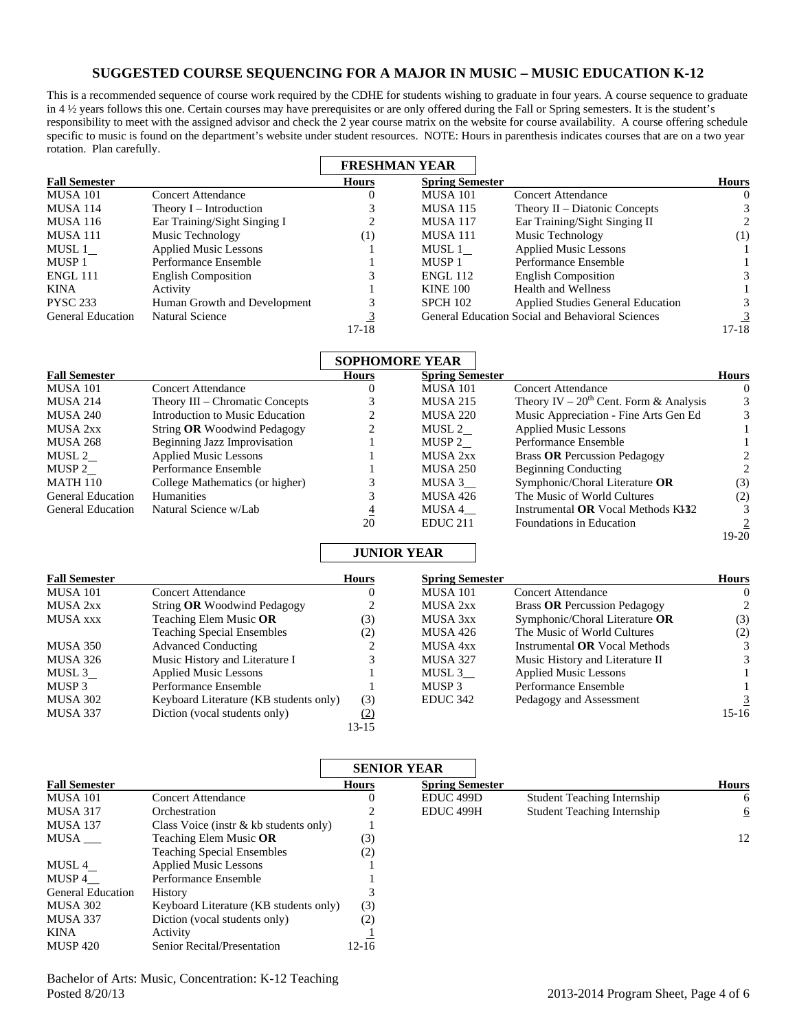# SUGGESTED COURSE SEQUENCING FOR A MAJOR IN MUSIC – MUSIC EDUCATION K-12

This is a recommended sequence of course work required by the CDHE for students wishing to graduate in four years. A course sequence to graduate in 4 ½ years follows this one. Certain courses may have prerequisites or are only offered during the Fall or Spring semesters. It is the student's responsibility to meet with the assigned advisor and check the 2 year course matrix on the website for course availability. A course offering schedule specific to music is found on the department's website under student resources. NOTE: Hours in parenthesis indicates courses that are on a two year rotation. Plan carefully.

## FRESHMAN YEAR

| Fall Semester | | Hours | Spring Semester | | Hours |
|---|---|---|---|---|---|
| MUSA 101 | Concert Attendance | 0 | MUSA 101 | Concert Attendance | 0 |
| MUSA 114 | Theory I – Introduction | 3 | MUSA 115 | Theory II – Diatonic Concepts | 3 |
| MUSA 116 | Ear Training/Sight Singing I | 2 | MUSA 117 | Ear Training/Sight Singing II | 2 |
| MUSA 111 | Music Technology | (1) | MUSA 111 | Music Technology | (1) |
| MUSL 1__ | Applied Music Lessons | 1 | MUSL 1__ | Applied Music Lessons | 1 |
| MUSP 1 | Performance Ensemble | 1 | MUSP 1 | Performance Ensemble | 1 |
| ENGL 111 | English Composition | 3 | ENGL 112 | English Composition | 3 |
| KINA | Activity | 1 | KINE 100 | Health and Wellness | 1 |
| PYSC 233 | Human Growth and Development | 3 | SPCH 102 | Applied Studies General Education | 3 |
| General Education | Natural Science | 3 | General Education Social and Behavioral Sciences | | 3 |
| | | 17-18 | | | 17-18 |

## SOPHOMORE YEAR

| Fall Semester | | Hours | Spring Semester | | Hours |
|---|---|---|---|---|---|
| MUSA 101 | Concert Attendance | 0 | MUSA 101 | Concert Attendance | 0 |
| MUSA 214 | Theory III – Chromatic Concepts | 3 | MUSA 215 | Theory IV – 20th Cent. Form & Analysis | 3 |
| MUSA 240 | Introduction to Music Education | 2 | MUSA 220 | Music Appreciation - Fine Arts Gen Ed | 3 |
| MUSA 2xx | String **OR** Woodwind Pedagogy | 2 | MUSL 2__ | Applied Music Lessons | 1 |
| MUSA 268 | Beginning Jazz Improvisation | 1 | MUSP 2__ | Performance Ensemble | 1 |
| MUSL 2__ | Applied Music Lessons | 1 | MUSA 2xx | Brass **OR** Percussion Pedagogy | 2 |
| MUSP 2__ | Performance Ensemble | 1 | MUSA 250 | Beginning Conducting | 2 |
| MATH 110 | College Mathematics (or higher) | 3 | MUSA 3__ | Symphonic/Choral Literature **OR** | (3) |
| General Education | Humanities | 3 | MUSA 426 | The Music of World Cultures | (2) |
| General Education | Natural Science w/Lab | 4 | MUSA 4__ | Instrumental **OR** Vocal Methods K-12 | 3 |
| | | 20 | EDUC 211 | Foundations in Education | 2 |
| | | | | | 19-20 |

## JUNIOR YEAR

| Fall Semester | | Hours | Spring Semester | | Hours |
|---|---|---|---|---|---|
| MUSA 101 | Concert Attendance | 0 | MUSA 101 | Concert Attendance | 0 |
| MUSA 2xx | String **OR** Woodwind Pedagogy | 2 | MUSA 2xx | Brass **OR** Percussion Pedagogy | 2 |
| MUSA xxx | Teaching Elem Music **OR** | (3) | MUSA 3xx | Symphonic/Choral Literature **OR** | (3) |
| | Teaching Special Ensembles | (2) | MUSA 426 | The Music of World Cultures | (2) |
| MUSA 350 | Advanced Conducting | 2 | MUSA 4xx | Instrumental **OR** Vocal Methods | 3 |
| MUSA 326 | Music History and Literature I | 3 | MUSA 327 | Music History and Literature II | 3 |
| MUSL 3__ | Applied Music Lessons | 1 | MUSL 3__ | Applied Music Lessons | 1 |
| MUSP 3 | Performance Ensemble | 1 | MUSP 3 | Performance Ensemble | 1 |
| MUSA 302 | Keyboard Literature (KB students only) | (3) | EDUC 342 | Pedagogy and Assessment | 3 |
| MUSA 337 | Diction (vocal students only) | (2) | | | 15-16 |
| | | 13-15 | | | |

## SENIOR YEAR

| Fall Semester | | Hours | Spring Semester | | Hours |
|---|---|---|---|---|---|
| MUSA 101 | Concert Attendance | 0 | EDUC 499D | Student Teaching Internship | 6 |
| MUSA 317 | Orchestration | 2 | EDUC 499H | Student Teaching Internship | 6 |
| MUSA 137 | Class Voice (instr & kb students only) | 1 | | | |
| MUSA ___ | Teaching Elem Music **OR** | (3) | | | 12 |
| | Teaching Special Ensembles | (2) | | | |
| MUSL 4__ | Applied Music Lessons | 1 | | | |
| MUSP 4__ | Performance Ensemble | 1 | | | |
| General Education | History | 3 | | | |
| MUSA 302 | Keyboard Literature (KB students only) | (3) | | | |
| MUSA 337 | Diction (vocal students only) | (2) | | | |
| KINA | Activity | 1 | | | |
| MUSP 420 | Senior Recital/Presentation | 12-16 | | | |

Bachelor of Arts: Music, Concentration: K-12 Teaching
Posted 8/20/13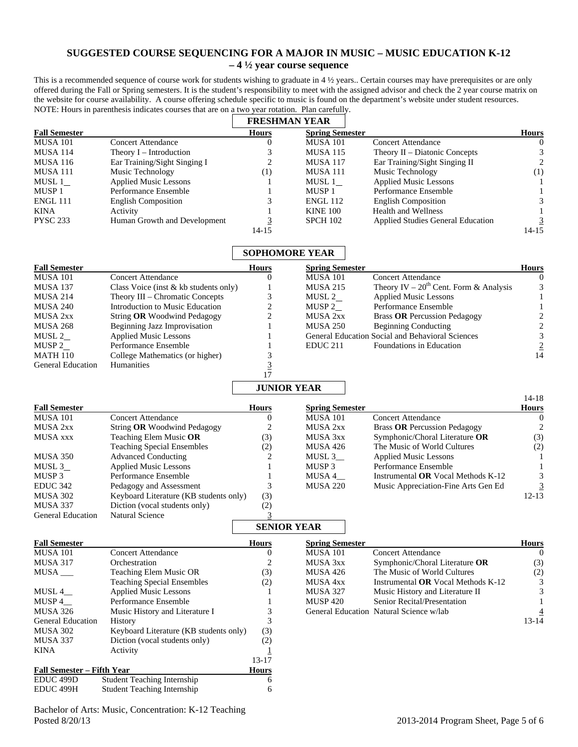## SUGGESTED COURSE SEQUENCING FOR A MAJOR IN MUSIC – MUSIC EDUCATION K-12 – 4 ½ year course sequence

This is a recommended sequence of course work for students wishing to graduate in 4 ½ years.. Certain courses may have prerequisites or are only offered during the Fall or Spring semesters. It is the student's responsibility to meet with the assigned advisor and check the 2 year course matrix on the website for course availability. A course offering schedule specific to music is found on the department's website under student resources. NOTE: Hours in parenthesis indicates courses that are on a two year rotation. Plan carefully.

### FRESHMAN YEAR

| Fall Semester | | Hours | Spring Semester | | Hours |
|---|---|---|---|---|---|
| MUSA 101 | Concert Attendance | 0 | MUSA 101 | Concert Attendance | 0 |
| MUSA 114 | Theory I – Introduction | 3 | MUSA 115 | Theory II – Diatonic Concepts | 3 |
| MUSA 116 | Ear Training/Sight Singing I | 2 | MUSA 117 | Ear Training/Sight Singing II | 2 |
| MUSA 111 | Music Technology | (1) | MUSA 111 | Music Technology | (1) |
| MUSL 1__ | Applied Music Lessons | 1 | MUSL 1__ | Applied Music Lessons | 1 |
| MUSP 1 | Performance Ensemble | 1 | MUSP 1 | Performance Ensemble | 1 |
| ENGL 111 | English Composition | 3 | ENGL 112 | English Composition | 3 |
| KINA | Activity | 1 | KINE 100 | Health and Wellness | 1 |
| PYSC 233 | Human Growth and Development | 3 | SPCH 102 | Applied Studies General Education | 3 |
| | | 14-15 | | | 14-15 |

### SOPHOMORE YEAR

| Fall Semester | | Hours | Spring Semester | | Hours |
|---|---|---|---|---|---|
| MUSA 101 | Concert Attendance | 0 | MUSA 101 | Concert Attendance | 0 |
| MUSA 137 | Class Voice (inst & kb students only) | 1 | MUSA 215 | Theory IV – 20th Cent. Form & Analysis | 3 |
| MUSA 214 | Theory III – Chromatic Concepts | 3 | MUSL 2__ | Applied Music Lessons | 1 |
| MUSA 240 | Introduction to Music Education | 2 | MUSP 2__ | Performance Ensemble | 1 |
| MUSA 2xx | String **OR** Woodwind Pedagogy | 2 | MUSA 2xx | Brass **OR** Percussion Pedagogy | 2 |
| MUSA 268 | Beginning Jazz Improvisation | 1 | MUSA 250 | Beginning Conducting | 2 |
| MUSL 2__ | Applied Music Lessons | 1 | General Education | Social and Behavioral Sciences | 3 |
| MUSP 2__ | Performance Ensemble | 1 | EDUC 211 | Foundations in Education | 2 |
| MATH 110 | College Mathematics (or higher) | 3 | | | 14 |
| General Education | Humanities | 3 | | | |
| | | 17 | | | |

### JUNIOR YEAR

| Fall Semester | | Hours | Spring Semester | | Hours |
|---|---|---|---|---|---|
| | | 14-18 | | | |
| MUSA 101 | Concert Attendance | 0 | MUSA 101 | Concert Attendance | 0 |
| MUSA 2xx | String **OR** Woodwind Pedagogy | 2 | MUSA 2xx | Brass **OR** Percussion Pedagogy | 2 |
| MUSA xxx | Teaching Elem Music **OR** | (3) | MUSA 3xx | Symphonic/Choral Literature **OR** | (3) |
| | Teaching Special Ensembles | (2) | MUSA 426 | The Music of World Cultures | (2) |
| MUSA 350 | Advanced Conducting | 2 | MUSL 3__ | Applied Music Lessons | 1 |
| MUSL 3__ | Applied Music Lessons | 1 | MUSP 3 | Performance Ensemble | 1 |
| MUSP 3 | Performance Ensemble | 1 | MUSA 4__ | Instrumental **OR** Vocal Methods K-12 | 3 |
| EDUC 342 | Pedagogy and Assessment | 3 | MUSA 220 | Music Appreciation-Fine Arts Gen Ed | 3 |
| MUSA 302 | Keyboard Literature (KB students only) | (3) | | | 12-13 |
| MUSA 337 | Diction (vocal students only) | (2) | | | |
| General Education | Natural Science | 3 | | | |

### SENIOR YEAR

| Fall Semester | | Hours | Spring Semester | | Hours |
|---|---|---|---|---|---|
| MUSA 101 | Concert Attendance | 0 | MUSA 101 | Concert Attendance | 0 |
| MUSA 317 | Orchestration | 2 | MUSA 3xx | Symphonic/Choral Literature **OR** | (3) |
| MUSA ___ | Teaching Elem Music OR | (3) | MUSA 426 | The Music of World Cultures | (2) |
| | Teaching Special Ensembles | (2) | MUSA 4xx | Instrumental **OR** Vocal Methods K-12 | 3 |
| MUSL 4__ | Applied Music Lessons | 1 | MUSA 327 | Music History and Literature II | 3 |
| MUSP 4__ | Performance Ensemble | 1 | MUSP 420 | Senior Recital/Presentation | 1 |
| MUSA 326 | Music History and Literature I | 3 | General Education | Natural Science w/lab | 4 |
| General Education | History | 3 | | | 13-14 |
| MUSA 302 | Keyboard Literature (KB students only) | (3) | | | |
| MUSA 337 | Diction (vocal students only) | (2) | | | |
| KINA | Activity | 1 | | | |
| | | 13-17 | | | |

| Fall Semester – Fifth Year | | Hours |
|---|---|---|
| EDUC 499D | Student Teaching Internship | 6 |
| EDUC 499H | Student Teaching Internship | 6 |

Bachelor of Arts: Music, Concentration: K-12 Teaching
Posted 8/20/13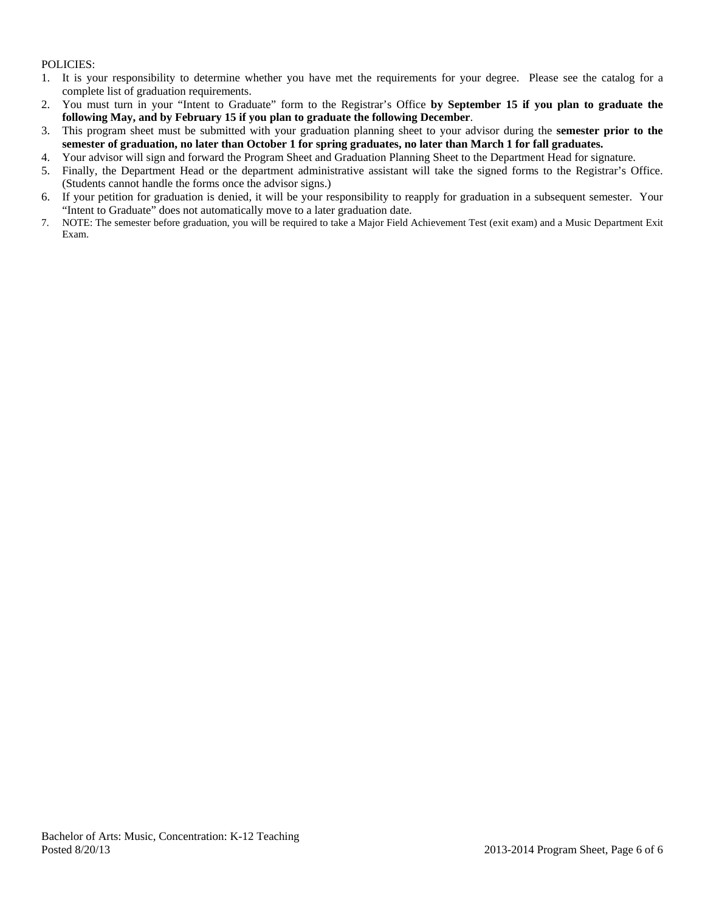POLICIES:

1. It is your responsibility to determine whether you have met the requirements for your degree. Please see the catalog for a complete list of graduation requirements.
2. You must turn in your "Intent to Graduate" form to the Registrar's Office **by September 15 if you plan to graduate the following May, and by February 15 if you plan to graduate the following December**.
3. This program sheet must be submitted with your graduation planning sheet to your advisor during the **semester prior to the semester of graduation, no later than October 1 for spring graduates, no later than March 1 for fall graduates.**
4. Your advisor will sign and forward the Program Sheet and Graduation Planning Sheet to the Department Head for signature.
5. Finally, the Department Head or the department administrative assistant will take the signed forms to the Registrar's Office. (Students cannot handle the forms once the advisor signs.)
6. If your petition for graduation is denied, it will be your responsibility to reapply for graduation in a subsequent semester. Your "Intent to Graduate" does not automatically move to a later graduation date.
7. NOTE: The semester before graduation, you will be required to take a Major Field Achievement Test (exit exam) and a Music Department Exit Exam.